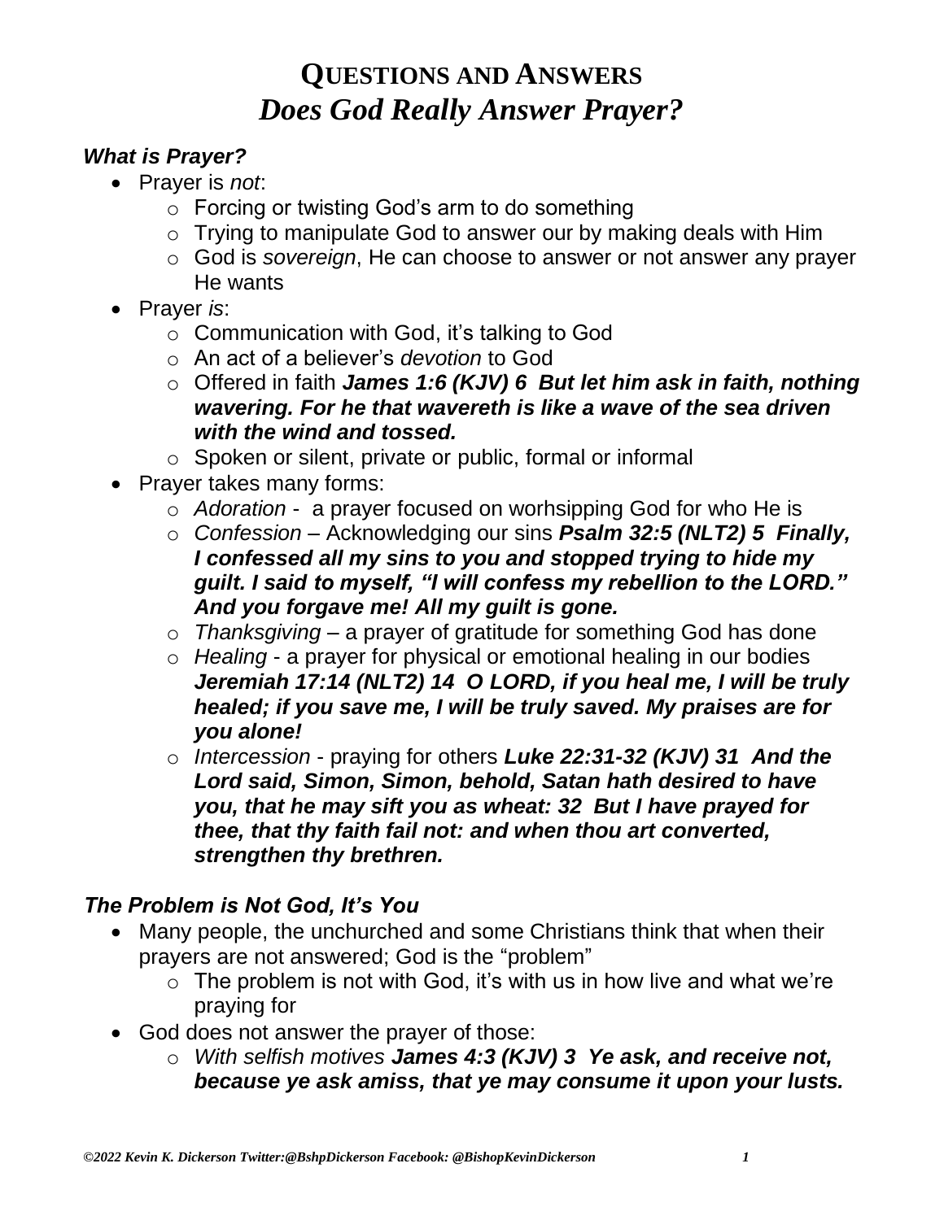# QUESTIONS AND ANSWERS
## *Does God Really Answer Prayer?*

### *What is Prayer?*

- Prayer is *not*:
  - Forcing or twisting God's arm to do something
  - Trying to manipulate God to answer our by making deals with Him
  - God is *sovereign*, He can choose to answer or not answer any prayer He wants
- Prayer *is*:
  - Communication with God, it's talking to God
  - An act of a believer's *devotion* to God
  - Offered in faith ***James 1:6 (KJV) 6 But let him ask in faith, nothing wavering. For he that wavereth is like a wave of the sea driven with the wind and tossed.***
  - Spoken or silent, private or public, formal or informal
- Prayer takes many forms:
  - *Adoration* - a prayer focused on worhsipping God for who He is
  - *Confession* – Acknowledging our sins ***Psalm 32:5 (NLT2) 5 Finally, I confessed all my sins to you and stopped trying to hide my guilt. I said to myself, "I will confess my rebellion to the LORD." And you forgave me! All my guilt is gone.***
  - *Thanksgiving* – a prayer of gratitude for something God has done
  - *Healing* - a prayer for physical or emotional healing in our bodies ***Jeremiah 17:14 (NLT2) 14 O LORD, if you heal me, I will be truly healed; if you save me, I will be truly saved. My praises are for you alone!***
  - *Intercession* - praying for others ***Luke 22:31-32 (KJV) 31 And the Lord said, Simon, Simon, behold, Satan hath desired to have you, that he may sift you as wheat: 32 But I have prayed for thee, that thy faith fail not: and when thou art converted, strengthen thy brethren.***

### *The Problem is Not God, It's You*

- Many people, the unchurched and some Christians think that when their prayers are not answered; God is the "problem"
  - The problem is not with God, it's with us in how live and what we're praying for
- God does not answer the prayer of those:
  - *With selfish motives* ***James 4:3 (KJV) 3 Ye ask, and receive not, because ye ask amiss, that ye may consume it upon your lusts.***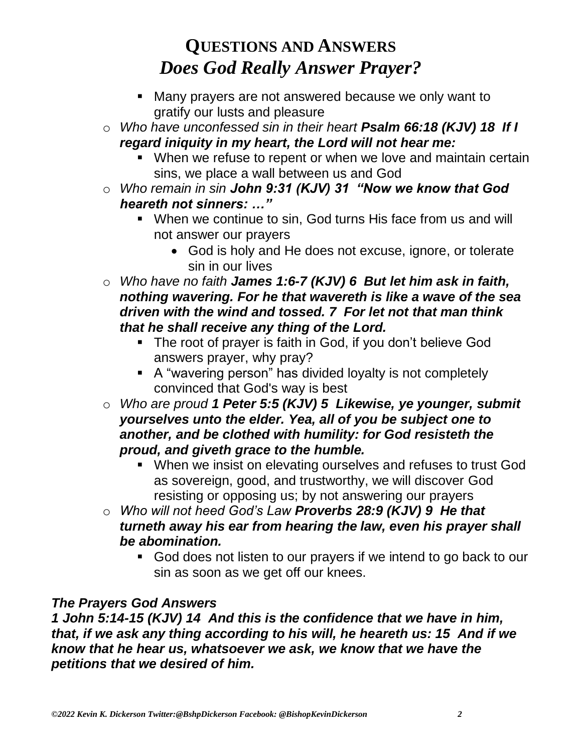# QUESTIONS AND ANSWERS
## *Does God Really Answer Prayer?*

        - Many prayers are not answered because we only want to gratify our lusts and pleasure
    - *Who have unconfessed sin in their heart* ***Psalm 66:18 (KJV) 18 If I regard iniquity in my heart, the Lord will not hear me:***
        - When we refuse to repent or when we love and maintain certain sins, we place a wall between us and God
    - *Who remain in sin* ***John 9:31 (KJV) 31 "Now we know that God heareth not sinners: …"***
        - When we continue to sin, God turns His face from us and will not answer our prayers
            - God is holy and He does not excuse, ignore, or tolerate sin in our lives
    - *Who have no faith* ***James 1:6-7 (KJV) 6 But let him ask in faith, nothing wavering. For he that wavereth is like a wave of the sea driven with the wind and tossed. 7 For let not that man think that he shall receive any thing of the Lord.***
        - The root of prayer is faith in God, if you don't believe God answers prayer, why pray?
        - A "wavering person" has divided loyalty is not completely convinced that God's way is best
    - *Who are proud* ***1 Peter 5:5 (KJV) 5 Likewise, ye younger, submit yourselves unto the elder. Yea, all of you be subject one to another, and be clothed with humility: for God resisteth the proud, and giveth grace to the humble.***
        - When we insist on elevating ourselves and refuses to trust God as sovereign, good, and trustworthy, we will discover God resisting or opposing us; by not answering our prayers
    - *Who will not heed God's Law* ***Proverbs 28:9 (KJV) 9 He that turneth away his ear from hearing the law, even his prayer shall be abomination.***
        - God does not listen to our prayers if we intend to go back to our sin as soon as we get off our knees.

***The Prayers God Answers***

***1 John 5:14-15 (KJV) 14 And this is the confidence that we have in him, that, if we ask any thing according to his will, he heareth us: 15 And if we know that he hear us, whatsoever we ask, we know that we have the petitions that we desired of him.***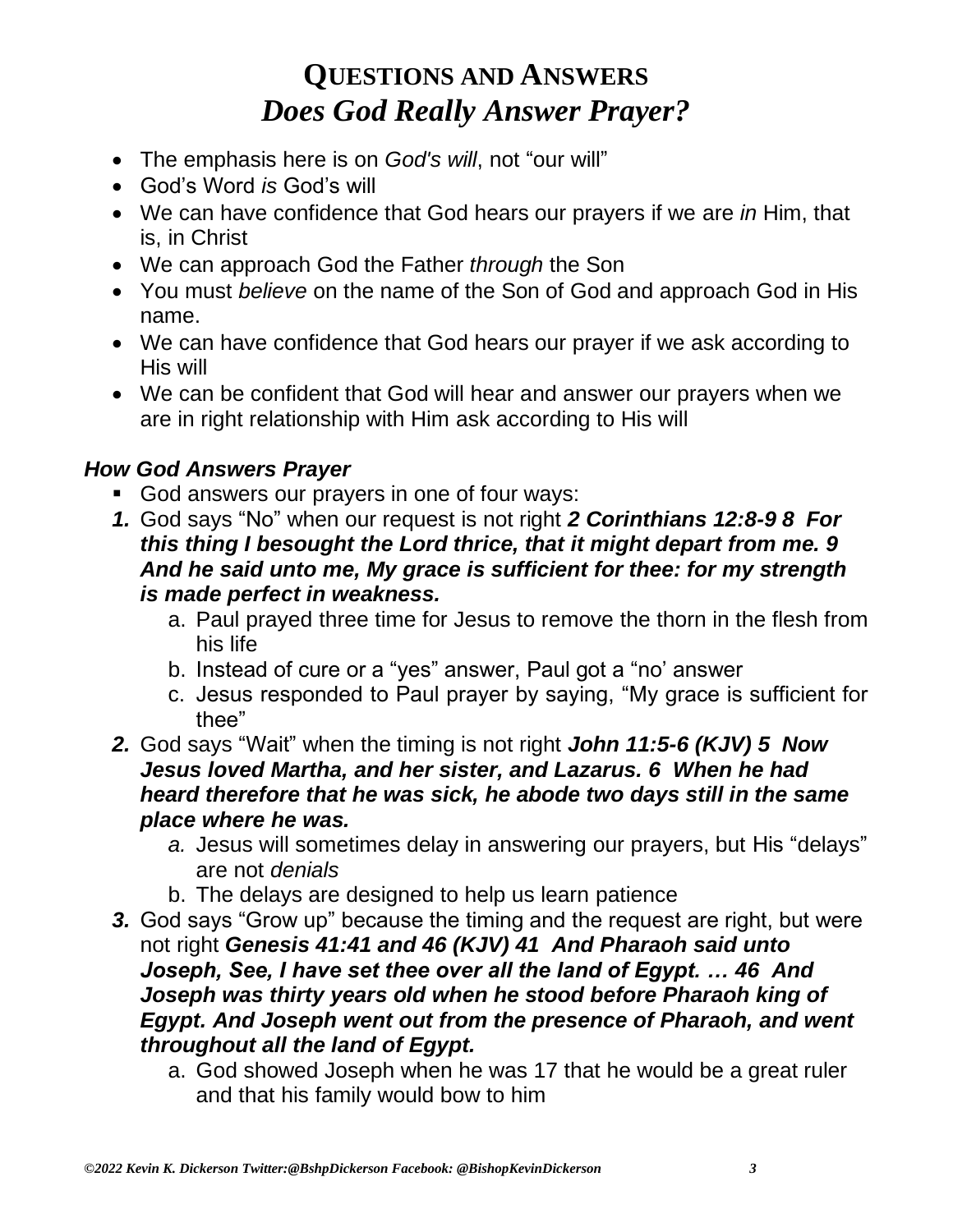# **Questions and Answers**
## ***Does God Really Answer Prayer?***

- The emphasis here is on *God's will*, not "our will"
- God's Word *is* God's will
- We can have confidence that God hears our prayers if we are *in* Him, that is, in Christ
- We can approach God the Father *through* the Son
- You must *believe* on the name of the Son of God and approach God in His name.
- We can have confidence that God hears our prayer if we ask according to His will
- We can be confident that God will hear and answer our prayers when we are in right relationship with Him ask according to His will

### ***How God Answers Prayer***

- God answers our prayers in one of four ways:

***1.*** God says "No" when our request is not right ***2 Corinthians 12:8-9 8 For this thing I besought the Lord thrice, that it might depart from me. 9 And he said unto me, My grace is sufficient for thee: for my strength is made perfect in weakness.***

   a. Paul prayed three time for Jesus to remove the thorn in the flesh from his life
   b. Instead of cure or a "yes" answer, Paul got a "no' answer
   c. Jesus responded to Paul prayer by saying, "My grace is sufficient for thee"

***2.*** God says "Wait" when the timing is not right ***John 11:5-6 (KJV) 5 Now Jesus loved Martha, and her sister, and Lazarus. 6 When he had heard therefore that he was sick, he abode two days still in the same place where he was.***

   *a.* Jesus will sometimes delay in answering our prayers, but His "delays" are not *denials*
   b. The delays are designed to help us learn patience

***3.*** God says "Grow up" because the timing and the request are right, but were not right ***Genesis 41:41 and 46 (KJV) 41 And Pharaoh said unto Joseph, See, I have set thee over all the land of Egypt. … 46 And Joseph was thirty years old when he stood before Pharaoh king of Egypt. And Joseph went out from the presence of Pharaoh, and went throughout all the land of Egypt.***

   a. God showed Joseph when he was 17 that he would be a great ruler and that his family would bow to him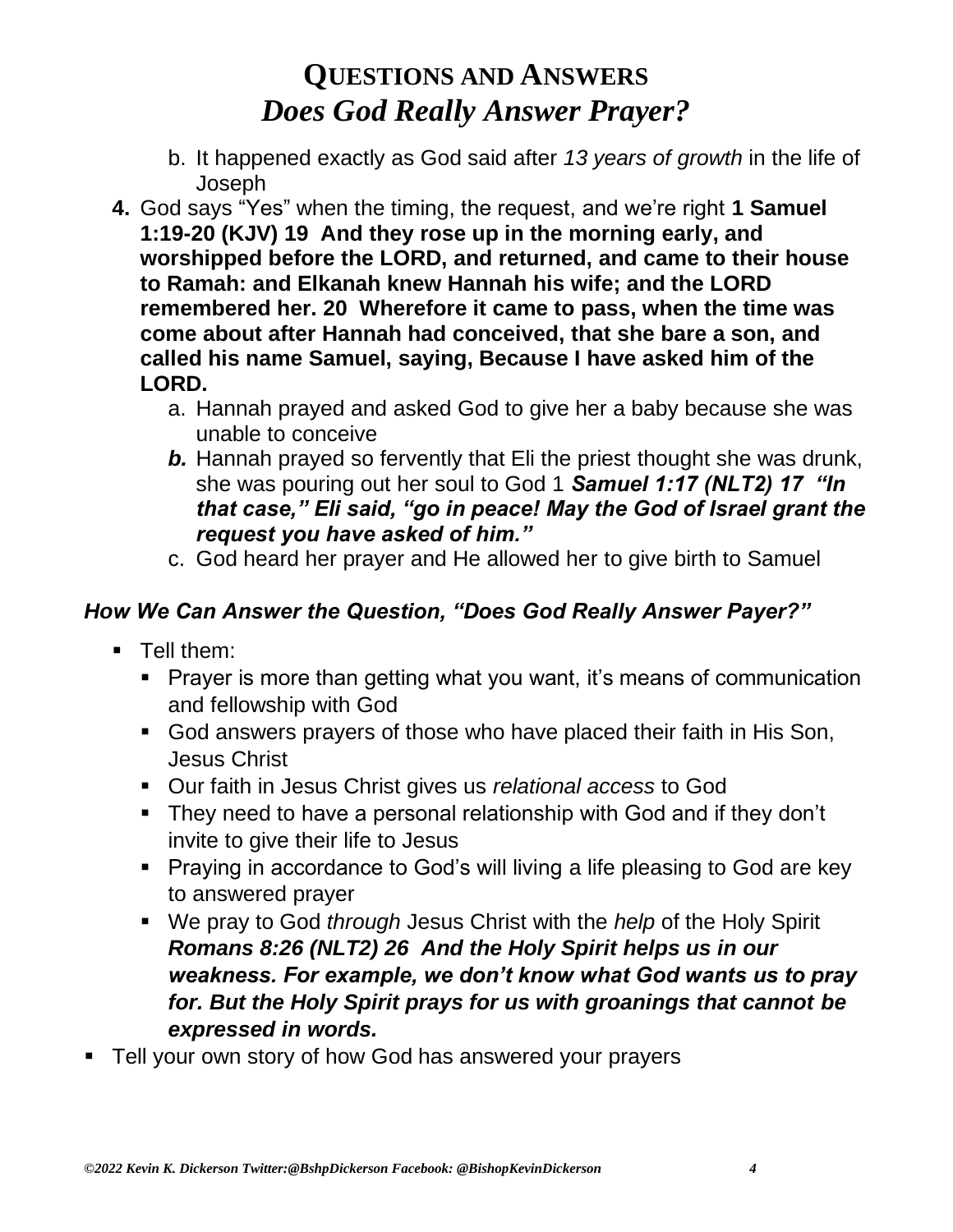# QUESTIONS AND ANSWERS
## *Does God Really Answer Prayer?*

   b. It happened exactly as God said after *13 years of growth* in the life of Joseph

4. God says "Yes" when the timing, the request, and we're right **1 Samuel 1:19-20 (KJV) 19 And they rose up in the morning early, and worshipped before the LORD, and returned, and came to their house to Ramah: and Elkanah knew Hannah his wife; and the LORD remembered her. 20 Wherefore it came to pass, when the time was come about after Hannah had conceived, that she bare a son, and called his name Samuel, saying, Because I have asked him of the LORD.**
   a. Hannah prayed and asked God to give her a baby because she was unable to conceive
   ***b.*** Hannah prayed so fervently that Eli the priest thought she was drunk, she was pouring out her soul to God 1 ***Samuel 1:17 (NLT2) 17 "In that case," Eli said, "go in peace! May the God of Israel grant the request you have asked of him."***
   c. God heard her prayer and He allowed her to give birth to Samuel

### *How We Can Answer the Question, "Does God Really Answer Payer?"*

- Tell them:
  - Prayer is more than getting what you want, it's means of communication and fellowship with God
  - God answers prayers of those who have placed their faith in His Son, Jesus Christ
  - Our faith in Jesus Christ gives us *relational access* to God
  - They need to have a personal relationship with God and if they don't invite to give their life to Jesus
  - Praying in accordance to God's will living a life pleasing to God are key to answered prayer
  - We pray to God *through* Jesus Christ with the *help* of the Holy Spirit ***Romans 8:26 (NLT2) 26 And the Holy Spirit helps us in our weakness. For example, we don't know what God wants us to pray for. But the Holy Spirit prays for us with groanings that cannot be expressed in words.***
- Tell your own story of how God has answered your prayers